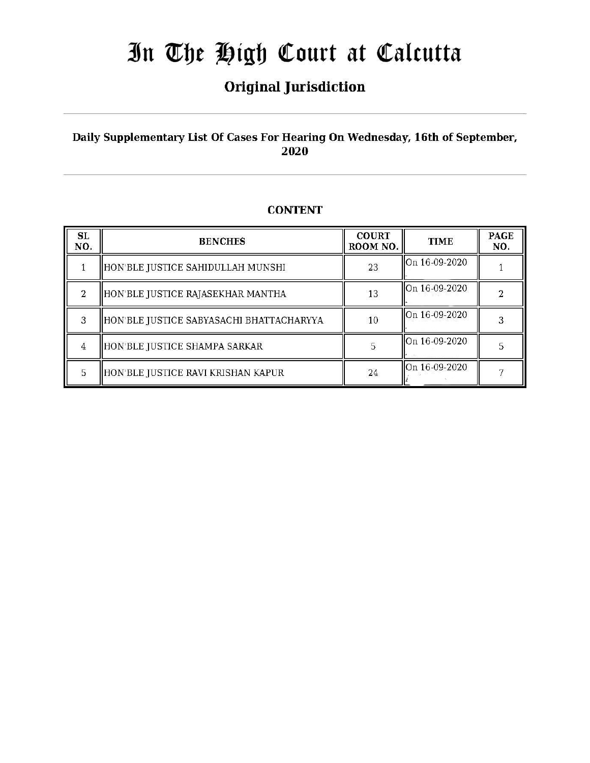# In The High Court at Calcutta

## Original Jurisdiction

**Daily Supplementary List Of Cases For Hearing On Wednesday, 16th of September, 2020**

**CONTENT**

| SL NO. | BENCHES | COURT ROOM NO. | TIME | PAGE NO. |
|---|---|---|---|---|
| 1 | HON'BLE JUSTICE SAHIDULLAH MUNSHI | 23 | On 16-09-2020 | 1 |
| 2 | HON'BLE JUSTICE RAJASEKHAR MANTHA | 13 | On 16-09-2020 | 2 |
| 3 | HON'BLE JUSTICE SABYASACHI BHATTACHARYYA | 10 | On 16-09-2020 | 3 |
| 4 | HON'BLE JUSTICE SHAMPA SARKAR | 5 | On 16-09-2020 | 5 |
| 5 | HON'BLE JUSTICE RAVI KRISHAN KAPUR | 24 | On 16-09-2020 | 7 |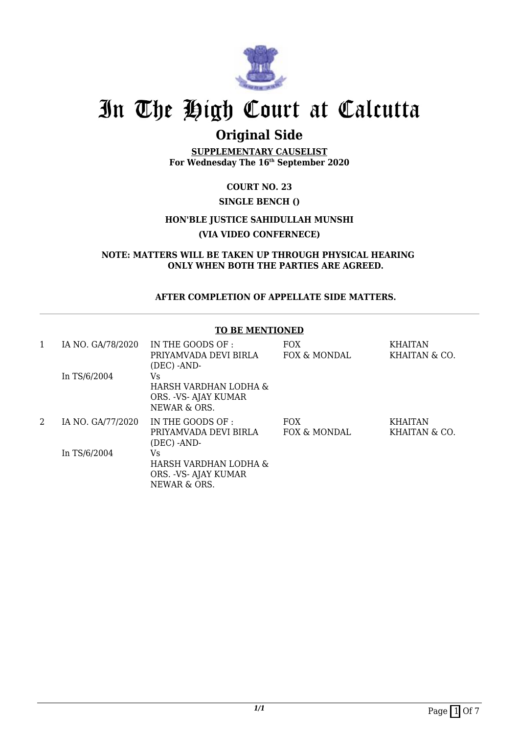# In The High Court at Calcutta

## Original Side

**SUPPLEMENTARY CAUSELIST**
**For Wednesday The 16th September 2020**

**COURT NO. 23**

**SINGLE BENCH ()**

**HON'BLE JUSTICE SAHIDULLAH MUNSHI**

**(VIA VIDEO CONFERNECE)**

**NOTE: MATTERS WILL BE TAKEN UP THROUGH PHYSICAL HEARING ONLY WHEN BOTH THE PARTIES ARE AGREED.**

**AFTER COMPLETION OF APPELLATE SIDE MATTERS.**

---

**TO BE MENTIONED**

| | | | | |
|---|---|---|---|---|
| 1 | IA NO. GA/78/2020<br><br>In TS/6/2004 | IN THE GOODS OF : PRIYAMVADA DEVI BIRLA (DEC) -AND-<br>Vs<br>HARSH VARDHAN LODHA & ORS. -VS- AJAY KUMAR NEWAR & ORS. | FOX<br>FOX & MONDAL | KHAITAN<br>KHAITAN & CO. |
| 2 | IA NO. GA/77/2020<br><br>In TS/6/2004 | IN THE GOODS OF : PRIYAMVADA DEVI BIRLA (DEC) -AND-<br>Vs<br>HARSH VARDHAN LODHA & ORS. -VS- AJAY KUMAR NEWAR & ORS. | FOX<br>FOX & MONDAL | KHAITAN<br>KHAITAN & CO. |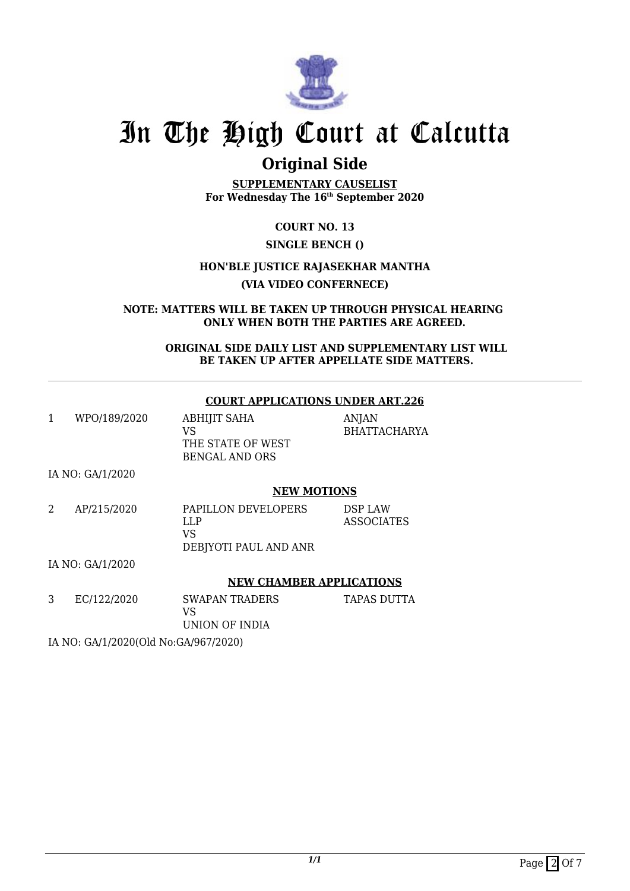# In The High Court at Calcutta

## Original Side

**SUPPLEMENTARY CAUSELIST**
**For Wednesday The 16th September 2020**

**COURT NO. 13**

**SINGLE BENCH ()**

**HON'BLE JUSTICE RAJASEKHAR MANTHA**

**(VIA VIDEO CONFERNECE)**

**NOTE: MATTERS WILL BE TAKEN UP THROUGH PHYSICAL HEARING ONLY WHEN BOTH THE PARTIES ARE AGREED.**

**ORIGINAL SIDE DAILY LIST AND SUPPLEMENTARY LIST WILL BE TAKEN UP AFTER APPELLATE SIDE MATTERS.**

---

**COURT APPLICATIONS UNDER ART.226**

| | | | |
|---|---|---|---|
| 1 | WPO/189/2020 | ABHIJIT SAHA<br>VS<br>THE STATE OF WEST BENGAL AND ORS | ANJAN BHATTACHARYA |

IA NO: GA/1/2020

**NEW MOTIONS**

| | | | |
|---|---|---|---|
| 2 | AP/215/2020 | PAPILLON DEVELOPERS LLP<br>VS<br>DEBJYOTI PAUL AND ANR | DSP LAW ASSOCIATES |

IA NO: GA/1/2020

**NEW CHAMBER APPLICATIONS**

| | | | |
|---|---|---|---|
| 3 | EC/122/2020 | SWAPAN TRADERS<br>VS<br>UNION OF INDIA | TAPAS DUTTA |

IA NO: GA/1/2020(Old No:GA/967/2020)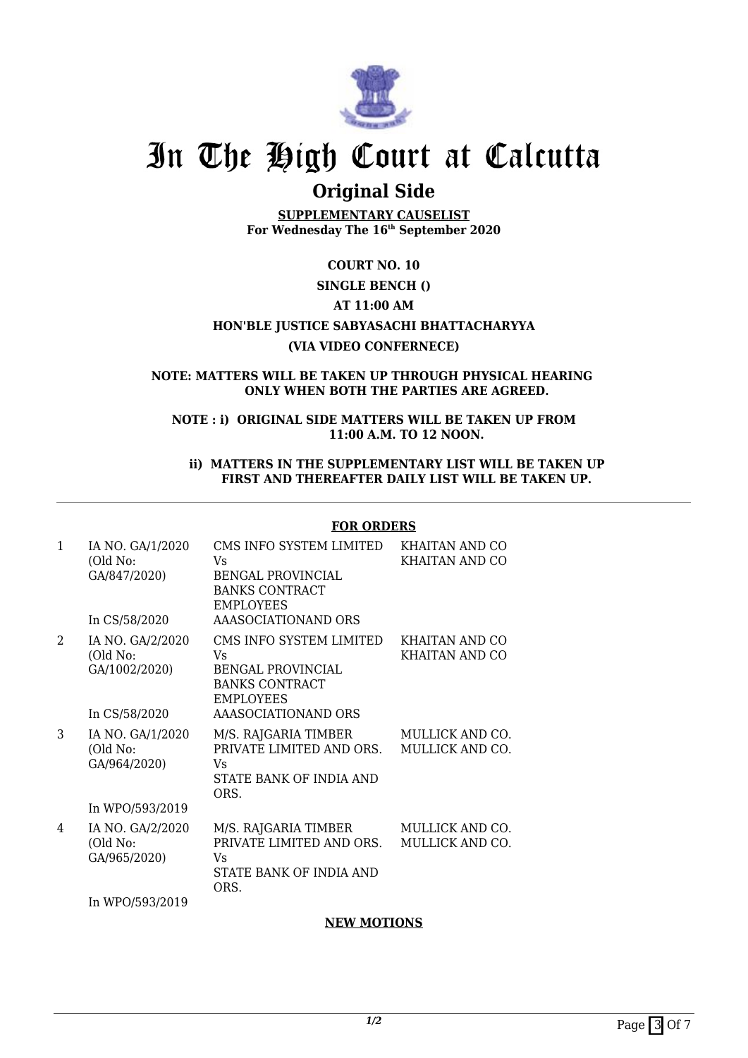# In The High Court at Calcutta

## Original Side

**SUPPLEMENTARY CAUSELIST**
**For Wednesday The 16th September 2020**

**COURT NO. 10**

**SINGLE BENCH ()**

**AT 11:00 AM**

**HON'BLE JUSTICE SABYASACHI BHATTACHARYYA**

**(VIA VIDEO CONFERNECE)**

**NOTE: MATTERS WILL BE TAKEN UP THROUGH PHYSICAL HEARING ONLY WHEN BOTH THE PARTIES ARE AGREED.**

**NOTE : i) ORIGINAL SIDE MATTERS WILL BE TAKEN UP FROM 11:00 A.M. TO 12 NOON.**

**ii) MATTERS IN THE SUPPLEMENTARY LIST WILL BE TAKEN UP FIRST AND THEREAFTER DAILY LIST WILL BE TAKEN UP.**

**FOR ORDERS**

| | | | |
|---|---|---|---|
| 1 | IA NO. GA/1/2020 (Old No: GA/847/2020)<br>In CS/58/2020 | CMS INFO SYSTEM LIMITED<br>Vs<br>BENGAL PROVINCIAL BANKS CONTRACT EMPLOYEES AAASOCIATIONAND ORS | KHAITAN AND CO<br>KHAITAN AND CO |
| 2 | IA NO. GA/2/2020 (Old No: GA/1002/2020)<br>In CS/58/2020 | CMS INFO SYSTEM LIMITED<br>Vs<br>BENGAL PROVINCIAL BANKS CONTRACT EMPLOYEES AAASOCIATIONAND ORS | KHAITAN AND CO<br>KHAITAN AND CO |
| 3 | IA NO. GA/1/2020 (Old No: GA/964/2020)<br>In WPO/593/2019 | M/S. RAJGARIA TIMBER PRIVATE LIMITED AND ORS.<br>Vs<br>STATE BANK OF INDIA AND ORS. | MULLICK AND CO.<br>MULLICK AND CO. |
| 4 | IA NO. GA/2/2020 (Old No: GA/965/2020)<br>In WPO/593/2019 | M/S. RAJGARIA TIMBER PRIVATE LIMITED AND ORS.<br>Vs<br>STATE BANK OF INDIA AND ORS. | MULLICK AND CO.<br>MULLICK AND CO. |

**NEW MOTIONS**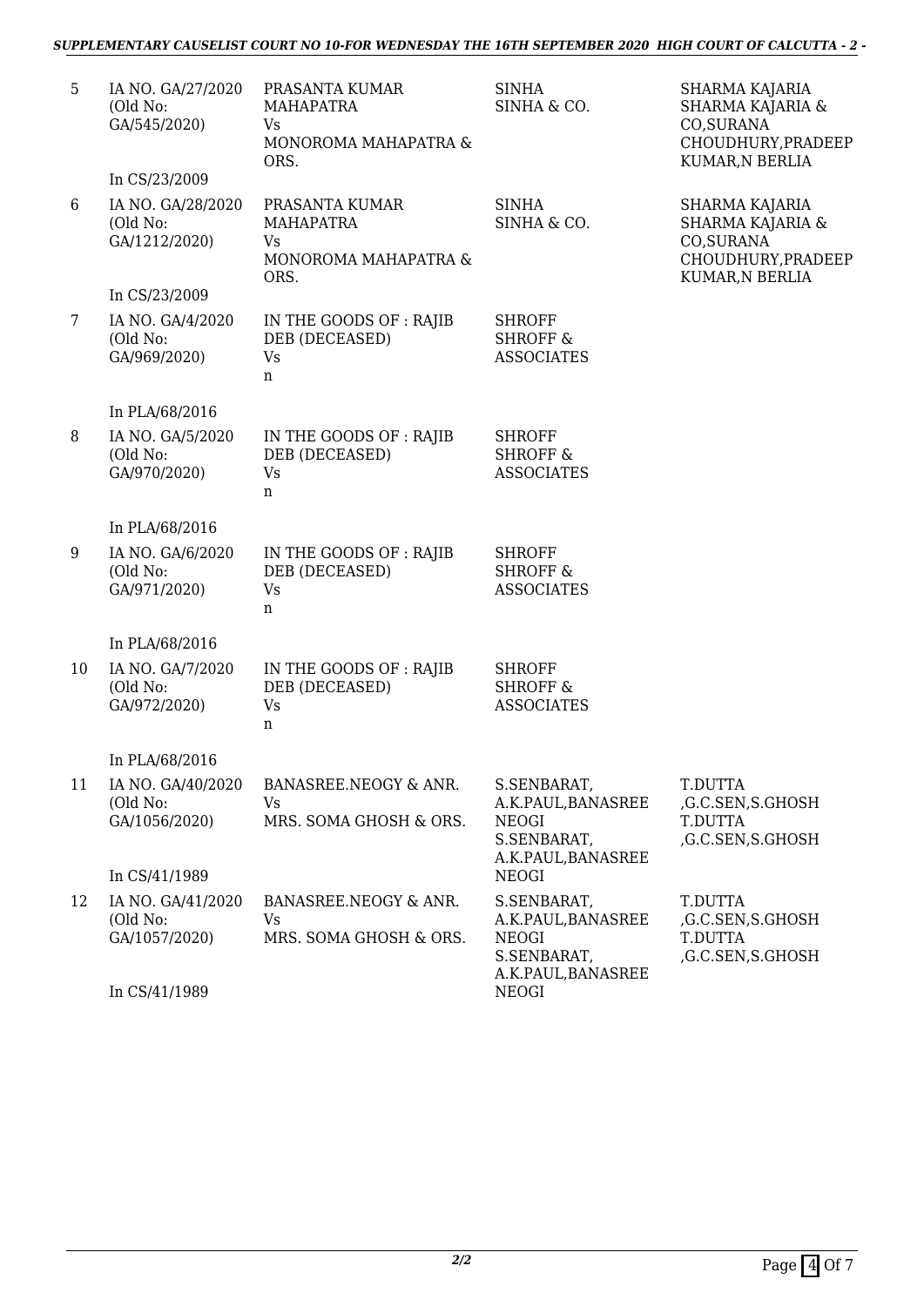| | | | | |
|---|---|---|---|---|
| 5 | IA NO. GA/27/2020 (Old No: GA/545/2020) In CS/23/2009 | PRASANTA KUMAR MAHAPATRA Vs MONOROMA MAHAPATRA & ORS. | SINHA SINHA & CO. | SHARMA KAJARIA SHARMA KAJARIA & CO,SURANA CHOUDHURY,PRADEEP KUMAR,N BERLIA |
| 6 | IA NO. GA/28/2020 (Old No: GA/1212/2020) In CS/23/2009 | PRASANTA KUMAR MAHAPATRA Vs MONOROMA MAHAPATRA & ORS. | SINHA SINHA & CO. | SHARMA KAJARIA SHARMA KAJARIA & CO,SURANA CHOUDHURY,PRADEEP KUMAR,N BERLIA |
| 7 | IA NO. GA/4/2020 (Old No: GA/969/2020) In PLA/68/2016 | IN THE GOODS OF : RAJIB DEB (DECEASED) Vs n | SHROFF SHROFF & ASSOCIATES | |
| 8 | IA NO. GA/5/2020 (Old No: GA/970/2020) In PLA/68/2016 | IN THE GOODS OF : RAJIB DEB (DECEASED) Vs n | SHROFF SHROFF & ASSOCIATES | |
| 9 | IA NO. GA/6/2020 (Old No: GA/971/2020) In PLA/68/2016 | IN THE GOODS OF : RAJIB DEB (DECEASED) Vs n | SHROFF SHROFF & ASSOCIATES | |
| 10 | IA NO. GA/7/2020 (Old No: GA/972/2020) In PLA/68/2016 | IN THE GOODS OF : RAJIB DEB (DECEASED) Vs n | SHROFF SHROFF & ASSOCIATES | |
| 11 | IA NO. GA/40/2020 (Old No: GA/1056/2020) In CS/41/1989 | BANASREE.NEOGY & ANR. Vs MRS. SOMA GHOSH & ORS. | S.SENBARAT, A.K.PAUL,BANASREE NEOGI S.SENBARAT, A.K.PAUL,BANASREE NEOGI | T.DUTTA ,G.C.SEN,S.GHOSH T.DUTTA ,G.C.SEN,S.GHOSH |
| 12 | IA NO. GA/41/2020 (Old No: GA/1057/2020) In CS/41/1989 | BANASREE.NEOGY & ANR. Vs MRS. SOMA GHOSH & ORS. | S.SENBARAT, A.K.PAUL,BANASREE NEOGI S.SENBARAT, A.K.PAUL,BANASREE NEOGI | T.DUTTA ,G.C.SEN,S.GHOSH T.DUTTA ,G.C.SEN,S.GHOSH |

2/2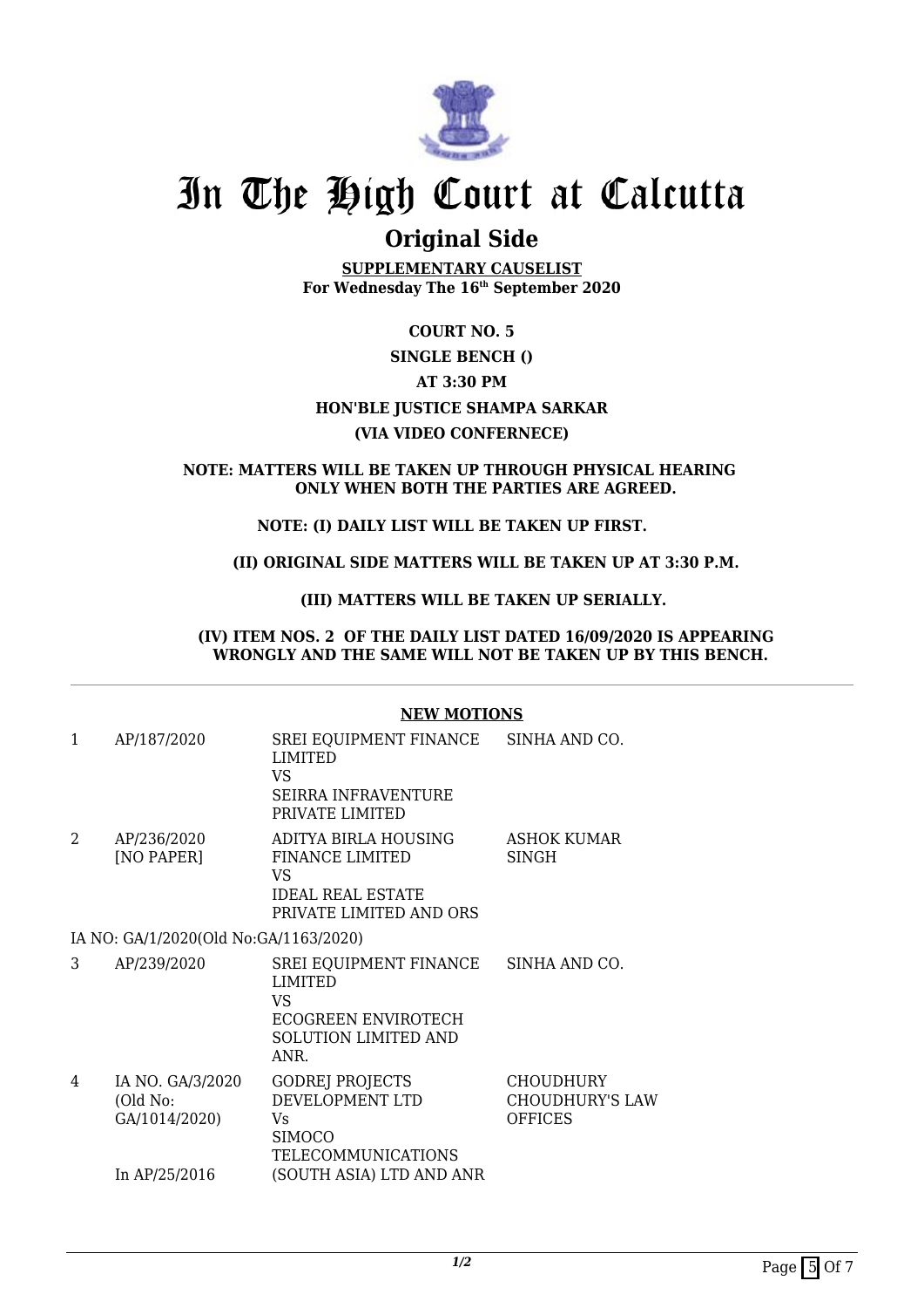# In The High Court at Calcutta

## Original Side

**SUPPLEMENTARY CAUSELIST**
**For Wednesday The 16th September 2020**

**COURT NO. 5**

**SINGLE BENCH ()**

**AT 3:30 PM**

**HON'BLE JUSTICE SHAMPA SARKAR**

**(VIA VIDEO CONFERNECE)**

**NOTE: MATTERS WILL BE TAKEN UP THROUGH PHYSICAL HEARING ONLY WHEN BOTH THE PARTIES ARE AGREED.**

**NOTE: (I) DAILY LIST WILL BE TAKEN UP FIRST.**

**(II) ORIGINAL SIDE MATTERS WILL BE TAKEN UP AT 3:30 P.M.**

**(III) MATTERS WILL BE TAKEN UP SERIALLY.**

**(IV) ITEM NOS. 2 OF THE DAILY LIST DATED 16/09/2020 IS APPEARING WRONGLY AND THE SAME WILL NOT BE TAKEN UP BY THIS BENCH.**

---

**NEW MOTIONS**

| | | | |
|---|---|---|---|
| 1 | AP/187/2020 | SREI EQUIPMENT FINANCE LIMITED VS SEIRRA INFRAVENTURE PRIVATE LIMITED | SINHA AND CO. |
| 2 | AP/236/2020 [NO PAPER] | ADITYA BIRLA HOUSING FINANCE LIMITED VS IDEAL REAL ESTATE PRIVATE LIMITED AND ORS | ASHOK KUMAR SINGH |
| | IA NO: GA/1/2020(Old No:GA/1163/2020) | | |
| 3 | AP/239/2020 | SREI EQUIPMENT FINANCE LIMITED VS ECOGREEN ENVIROTECH SOLUTION LIMITED AND ANR. | SINHA AND CO. |
| 4 | IA NO. GA/3/2020 (Old No: GA/1014/2020) In AP/25/2016 | GODREJ PROJECTS DEVELOPMENT LTD Vs SIMOCO TELECOMMUNICATIONS (SOUTH ASIA) LTD AND ANR | CHOUDHURY CHOUDHURY'S LAW OFFICES |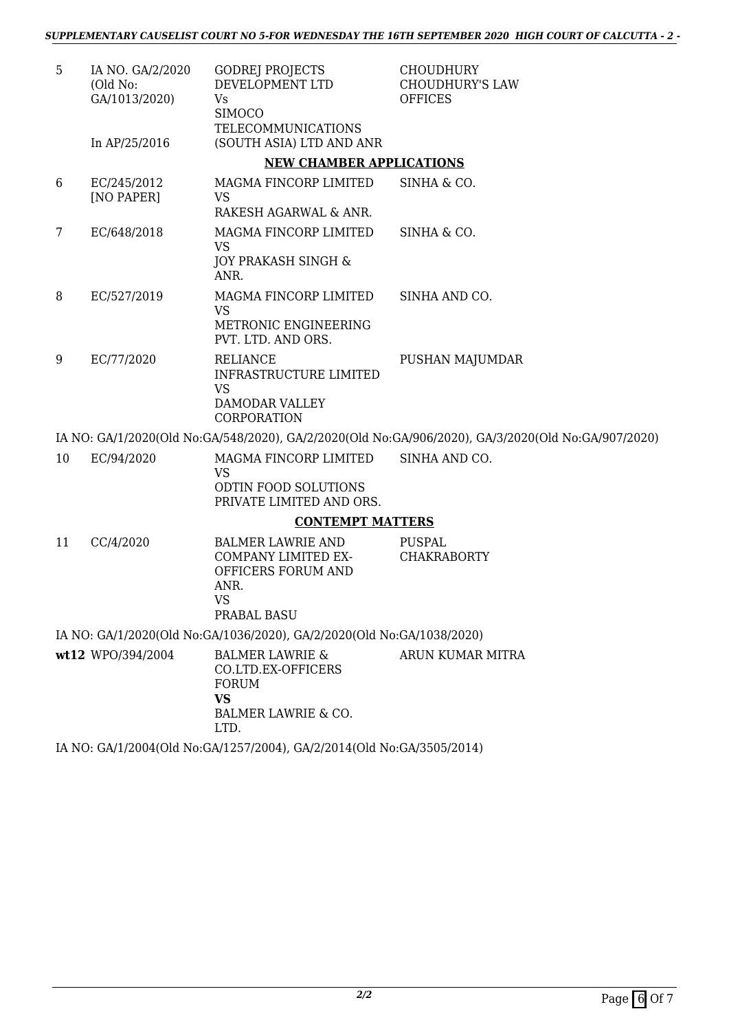| | | | |
|---|---|---|---|
| 5 | IA NO. GA/2/2020 (Old No: GA/1013/2020) In AP/25/2016 | GODREJ PROJECTS DEVELOPMENT LTD Vs SIMOCO TELECOMMUNICATIONS (SOUTH ASIA) LTD AND ANR | CHOUDHURY CHOUDHURY'S LAW OFFICES |

**NEW CHAMBER APPLICATIONS**

| | | | |
|---|---|---|---|
| 6 | EC/245/2012 [NO PAPER] | MAGMA FINCORP LIMITED VS RAKESH AGARWAL & ANR. | SINHA & CO. |
| 7 | EC/648/2018 | MAGMA FINCORP LIMITED VS JOY PRAKASH SINGH & ANR. | SINHA & CO. |
| 8 | EC/527/2019 | MAGMA FINCORP LIMITED VS METRONIC ENGINEERING PVT. LTD. AND ORS. | SINHA AND CO. |
| 9 | EC/77/2020 | RELIANCE INFRASTRUCTURE LIMITED VS DAMODAR VALLEY CORPORATION | PUSHAN MAJUMDAR |

IA NO: GA/1/2020(Old No:GA/548/2020), GA/2/2020(Old No:GA/906/2020), GA/3/2020(Old No:GA/907/2020)

| | | | |
|---|---|---|---|
| 10 | EC/94/2020 | MAGMA FINCORP LIMITED VS ODTIN FOOD SOLUTIONS PRIVATE LIMITED AND ORS. | SINHA AND CO. |

**CONTEMPT MATTERS**

| | | | |
|---|---|---|---|
| 11 | CC/4/2020 | BALMER LAWRIE AND COMPANY LIMITED EX-OFFICERS FORUM AND ANR. VS PRABAL BASU | PUSPAL CHAKRABORTY |

IA NO: GA/1/2020(Old No:GA/1036/2020), GA/2/2020(Old No:GA/1038/2020)

| | | | |
|---|---|---|---|
| **wt12** | WPO/394/2004 | BALMER LAWRIE & CO.LTD.EX-OFFICERS FORUM **VS** BALMER LAWRIE & CO. LTD. | ARUN KUMAR MITRA |

IA NO: GA/1/2004(Old No:GA/1257/2004), GA/2/2014(Old No:GA/3505/2014)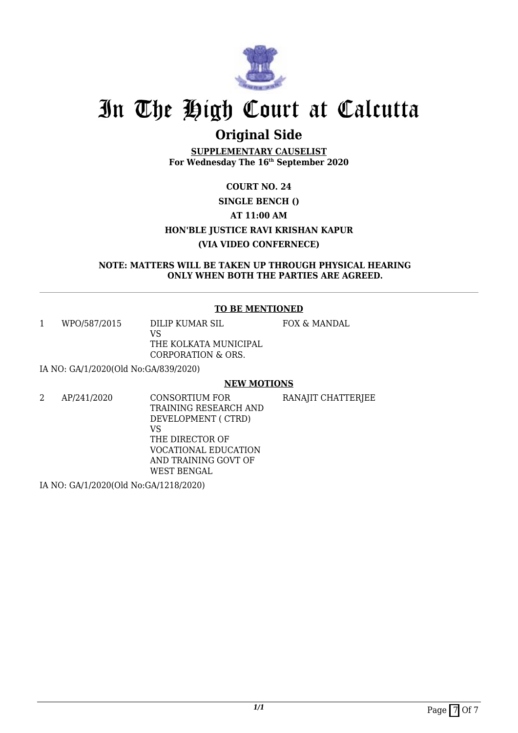# In The High Court at Calcutta

## Original Side

**SUPPLEMENTARY CAUSELIST**
**For Wednesday The 16th September 2020**

**COURT NO. 24**

**SINGLE BENCH ()**

**AT 11:00 AM**

**HON'BLE JUSTICE RAVI KRISHAN KAPUR**

**(VIA VIDEO CONFERNECE)**

**NOTE: MATTERS WILL BE TAKEN UP THROUGH PHYSICAL HEARING ONLY WHEN BOTH THE PARTIES ARE AGREED.**

---

**TO BE MENTIONED**

| | | | |
|---|---|---|---|
| 1 | WPO/587/2015 | DILIP KUMAR SIL VS THE KOLKATA MUNICIPAL CORPORATION & ORS. | FOX & MANDAL |

IA NO: GA/1/2020(Old No:GA/839/2020)

**NEW MOTIONS**

| | | | |
|---|---|---|---|
| 2 | AP/241/2020 | CONSORTIUM FOR TRAINING RESEARCH AND DEVELOPMENT ( CTRD) VS THE DIRECTOR OF VOCATIONAL EDUCATION AND TRAINING GOVT OF WEST BENGAL | RANAJIT CHATTERJEE |

IA NO: GA/1/2020(Old No:GA/1218/2020)